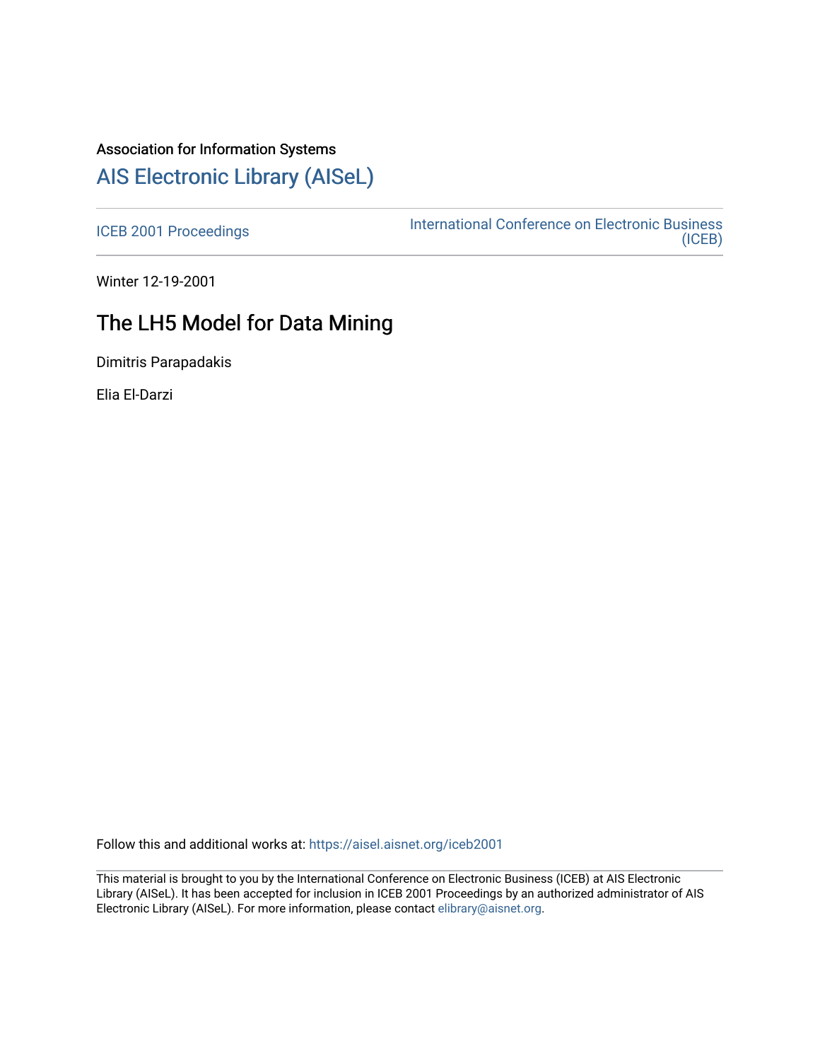Association for Information Systems

# AIS Electronic Library (AISeL)

ICEB 2001 Proceedings

International Conference on Electronic Business (ICEB)

Winter 12-19-2001

## The LH5 Model for Data Mining

Dimitris Parapadakis

Elia El-Darzi

Follow this and additional works at: https://aisel.aisnet.org/iceb2001

This material is brought to you by the International Conference on Electronic Business (ICEB) at AIS Electronic Library (AISeL). It has been accepted for inclusion in ICEB 2001 Proceedings by an authorized administrator of AIS Electronic Library (AISeL). For more information, please contact elibrary@aisnet.org.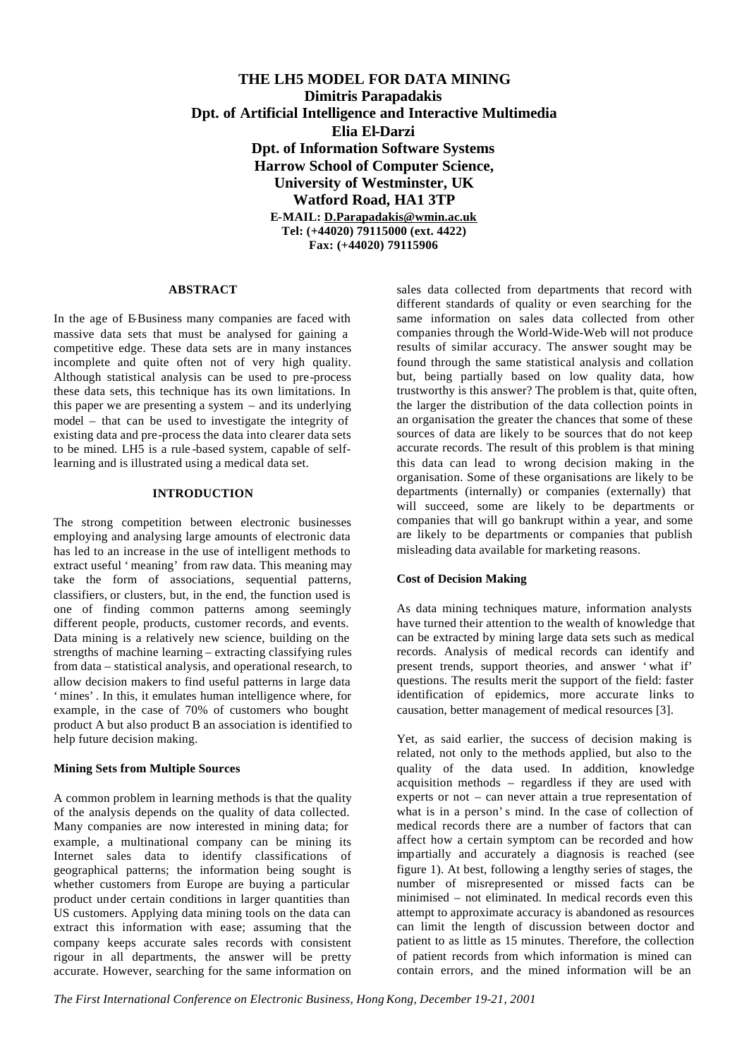# THE LH5 MODEL FOR DATA MINING

**Dimitris Parapadakis**
**Dpt. of Artificial Intelligence and Interactive Multimedia**
**Elia El-Darzi**
**Dpt. of Information Software Systems**
**Harrow School of Computer Science,**
**University of Westminster, UK**
**Watford Road, HA1 3TP**
**E-MAIL: D.Parapadakis@wmin.ac.uk**
**Tel: (+44020) 79115000 (ext. 4422)**
**Fax: (+44020) 79115906**

## ABSTRACT

In the age of E-Business many companies are faced with massive data sets that must be analysed for gaining a competitive edge. These data sets are in many instances incomplete and quite often not of very high quality. Although statistical analysis can be used to pre-process these data sets, this technique has its own limitations. In this paper we are presenting a system – and its underlying model – that can be used to investigate the integrity of existing data and pre-process the data into clearer data sets to be mined. LH5 is a rule-based system, capable of self-learning and is illustrated using a medical data set.

## INTRODUCTION

The strong competition between electronic businesses employing and analysing large amounts of electronic data has led to an increase in the use of intelligent methods to extract useful 'meaning' from raw data. This meaning may take the form of associations, sequential patterns, classifiers, or clusters, but, in the end, the function used is one of finding common patterns among seemingly different people, products, customer records, and events. Data mining is a relatively new science, building on the strengths of machine learning – extracting classifying rules from data – statistical analysis, and operational research, to allow decision makers to find useful patterns in large data 'mines'. In this, it emulates human intelligence where, for example, in the case of 70% of customers who bought product A but also product B an association is identified to help future decision making.

### Mining Sets from Multiple Sources

A common problem in learning methods is that the quality of the analysis depends on the quality of data collected. Many companies are now interested in mining data; for example, a multinational company can be mining its Internet sales data to identify classifications of geographical patterns; the information being sought is whether customers from Europe are buying a particular product under certain conditions in larger quantities than US customers. Applying data mining tools on the data can extract this information with ease; assuming that the company keeps accurate sales records with consistent rigour in all departments, the answer will be pretty accurate. However, searching for the same information on sales data collected from departments that record with different standards of quality or even searching for the same information on sales data collected from other companies through the World-Wide-Web will not produce results of similar accuracy. The answer sought may be found through the same statistical analysis and collation but, being partially based on low quality data, how trustworthy is this answer? The problem is that, quite often, the larger the distribution of the data collection points in an organisation the greater the chances that some of these sources of data are likely to be sources that do not keep accurate records. The result of this problem is that mining this data can lead to wrong decision making in the organisation. Some of these organisations are likely to be departments (internally) or companies (externally) that will succeed, some are likely to be departments or companies that will go bankrupt within a year, and some are likely to be departments or companies that publish misleading data available for marketing reasons.

### Cost of Decision Making

As data mining techniques mature, information analysts have turned their attention to the wealth of knowledge that can be extracted by mining large data sets such as medical records. Analysis of medical records can identify and present trends, support theories, and answer 'what if' questions. The results merit the support of the field: faster identification of epidemics, more accurate links to causation, better management of medical resources [3].

Yet, as said earlier, the success of decision making is related, not only to the methods applied, but also to the quality of the data used. In addition, knowledge acquisition methods – regardless if they are used with experts or not – can never attain a true representation of what is in a person's mind. In the case of collection of medical records there are a number of factors that can affect how a certain symptom can be recorded and how impartially and accurately a diagnosis is reached (see figure 1). At best, following a lengthy series of stages, the number of misrepresented or missed facts can be minimised – not eliminated. In medical records even this attempt to approximate accuracy is abandoned as resources can limit the length of discussion between doctor and patient to as little as 15 minutes. Therefore, the collection of patient records from which information is mined can contain errors, and the mined information will be an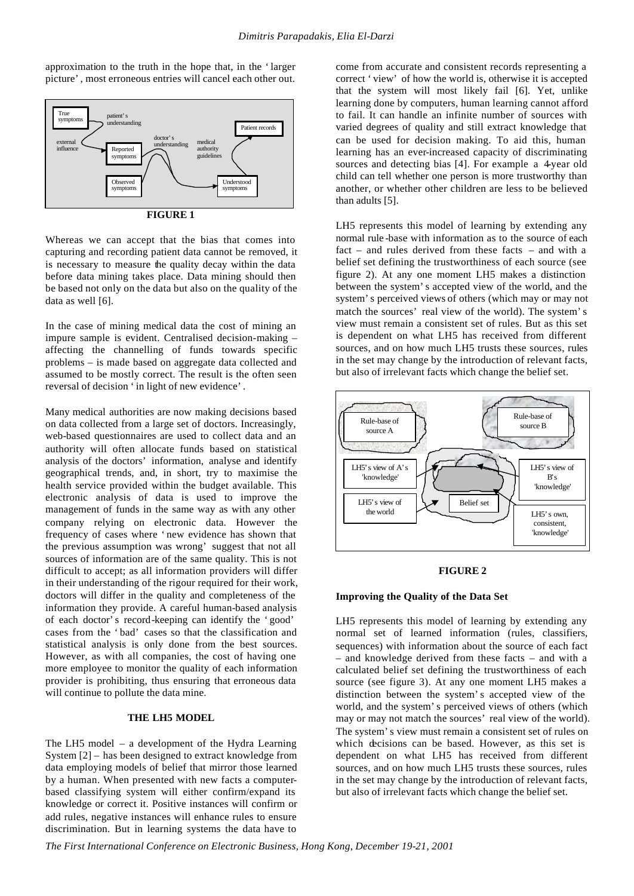approximation to the truth in the hope that, in the 'larger picture', most erroneous entries will cancel each other out.

**FIGURE 1**

Whereas we can accept that the bias that comes into capturing and recording patient data cannot be removed, it is necessary to measure the quality decay within the data before data mining takes place. Data mining should then be based not only on the data but also on the quality of the data as well [6].

In the case of mining medical data the cost of mining an impure sample is evident. Centralised decision-making – affecting the channelling of funds towards specific problems – is made based on aggregate data collected and assumed to be mostly correct. The result is the often seen reversal of decision 'in light of new evidence'.

Many medical authorities are now making decisions based on data collected from a large set of doctors. Increasingly, web-based questionnaires are used to collect data and an authority will often allocate funds based on statistical analysis of the doctors' information, analyse and identify geographical trends, and, in short, try to maximise the health service provided within the budget available. This electronic analysis of data is used to improve the management of funds in the same way as with any other company relying on electronic data. However the frequency of cases where 'new evidence has shown that the previous assumption was wrong' suggest that not all sources of information are of the same quality. This is not difficult to accept; as all information providers will differ in their understanding of the rigour required for their work, doctors will differ in the quality and completeness of the information they provide. A careful human-based analysis of each doctor's record-keeping can identify the 'good' cases from the 'bad' cases so that the classification and statistical analysis is only done from the best sources. However, as with all companies, the cost of having one more employee to monitor the quality of each information provider is prohibiting, thus ensuring that erroneous data will continue to pollute the data mine.

## THE LH5 MODEL

The LH5 model – a development of the Hydra Learning System [2] – has been designed to extract knowledge from data employing models of belief that mirror those learned by a human. When presented with new facts a computer-based classifying system will either confirm/expand its knowledge or correct it. Positive instances will confirm or add rules, negative instances will enhance rules to ensure discrimination. But in learning systems the data have to come from accurate and consistent records representing a correct 'view' of how the world is, otherwise it is accepted that the system will most likely fail [6]. Yet, unlike learning done by computers, human learning cannot afford to fail. It can handle an infinite number of sources with varied degrees of quality and still extract knowledge that can be used for decision making. To aid this, human learning has an ever-increased capacity of discriminating sources and detecting bias [4]. For example a 4-year old child can tell whether one person is more trustworthy than another, or whether other children are less to be believed than adults [5].

LH5 represents this model of learning by extending any normal rule-base with information as to the source of each fact – and rules derived from these facts – and with a belief set defining the trustworthiness of each source (see figure 2). At any one moment LH5 makes a distinction between the system's accepted view of the world, and the system's perceived views of others (which may or may not match the sources' real view of the world). The system's view must remain a consistent set of rules. But as this set is dependent on what LH5 has received from different sources, and on how much LH5 trusts these sources, rules in the set may change by the introduction of relevant facts, but also of irrelevant facts which change the belief set.

**FIGURE 2**

### Improving the Quality of the Data Set

LH5 represents this model of learning by extending any normal set of learned information (rules, classifiers, sequences) with information about the source of each fact – and knowledge derived from these facts – and with a calculated belief set defining the trustworthiness of each source (see figure 3). At any one moment LH5 makes a distinction between the system's accepted view of the world, and the system's perceived views of others (which may or may not match the sources' real view of the world). The system's view must remain a consistent set of rules on which decisions can be based. However, as this set is dependent on what LH5 has received from different sources, and on how much LH5 trusts these sources, rules in the set may change by the introduction of relevant facts, but also of irrelevant facts which change the belief set.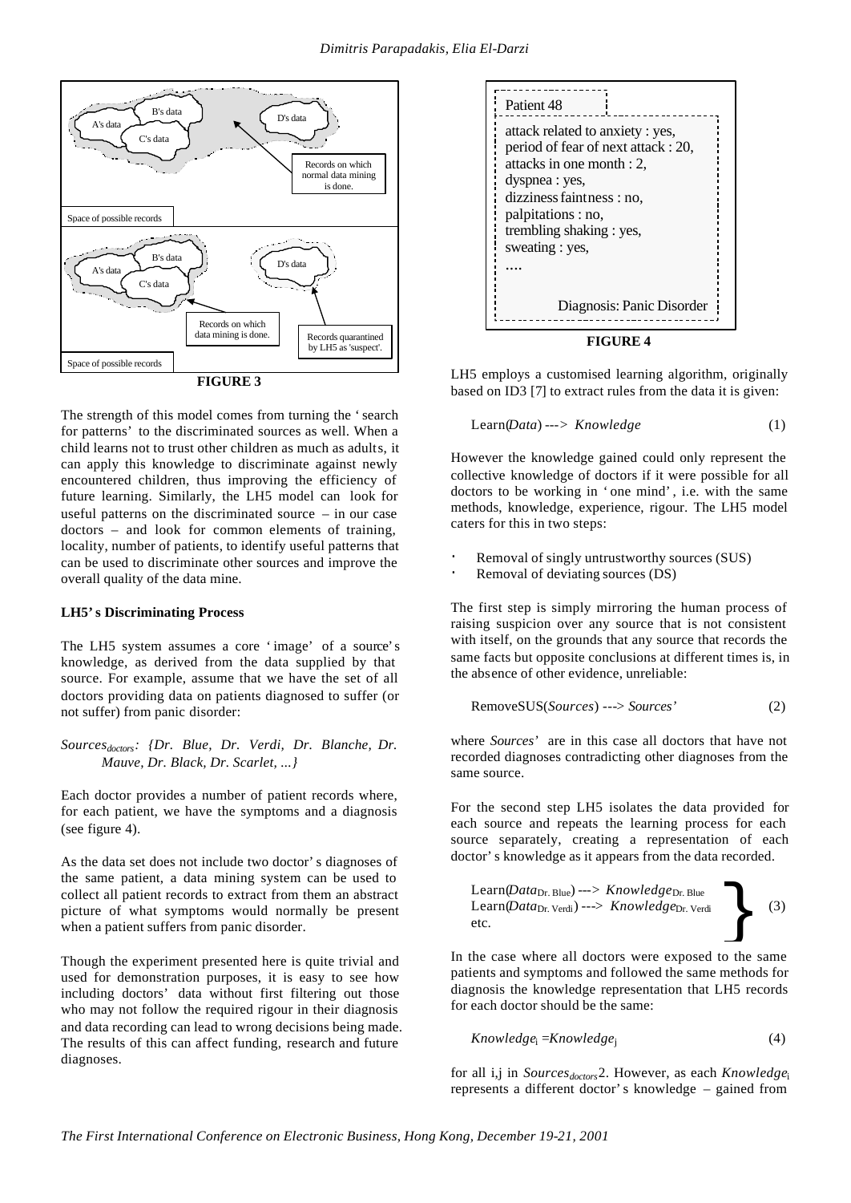Space of possible records

A's data, B's data, C's data, D's data

Records on which normal data mining is done.

Space of possible records

A's data, B's data, C's data, D's data

Records on which data mining is done.

Records quarantined by LH5 as 'suspect'.

**FIGURE 3**

The strength of this model comes from turning the 'search for patterns' to the discriminated sources as well. When a child learns not to trust other children as much as adults, it can apply this knowledge to discriminate against newly encountered children, thus improving the efficiency of future learning. Similarly, the LH5 model can look for useful patterns on the discriminated source – in our case doctors – and look for common elements of training, locality, number of patients, to identify useful patterns that can be used to discriminate other sources and improve the overall quality of the data mine.

**LH5's Discriminating Process**

The LH5 system assumes a core 'image' of a source's knowledge, as derived from the data supplied by that source. For example, assume that we have the set of all doctors providing data on patients diagnosed to suffer (or not suffer) from panic disorder:

*$Sources_{doctors}$: {Dr. Blue, Dr. Verdi, Dr. Blanche, Dr. Mauve, Dr. Black, Dr. Scarlet, ...}*

Each doctor provides a number of patient records where, for each patient, we have the symptoms and a diagnosis (see figure 4).

As the data set does not include two doctor's diagnoses of the same patient, a data mining system can be used to collect all patient records to extract from them an abstract picture of what symptoms would normally be present when a patient suffers from panic disorder.

Though the experiment presented here is quite trivial and used for demonstration purposes, it is easy to see how including doctors' data without first filtering out those who may not follow the required rigour in their diagnosis and data recording can lead to wrong decisions being made. The results of this can affect funding, research and future diagnoses.

Patient 48

attack related to anxiety : yes,
period of fear of next attack : 20,
attacks in one month : 2,
dyspnea : yes,
dizziness faintness : no,
palpitations : no,
trembling shaking : yes,
sweating : yes,
....

Diagnosis: Panic Disorder

**FIGURE 4**

LH5 employs a customised learning algorithm, originally based on ID3 [7] to extract rules from the data it is given:

$$\text{Learn}(\textit{Data}) \text{ ---> } \textit{Knowledge} \quad (1)$$

However the knowledge gained could only represent the collective knowledge of doctors if it were possible for all doctors to be working in 'one mind', i.e. with the same methods, knowledge, experience, rigour. The LH5 model caters for this in two steps:

- Removal of singly untrustworthy sources (SUS)
- Removal of deviating sources (DS)

The first step is simply mirroring the human process of raising suspicion over any source that is not consistent with itself, on the grounds that any source that records the same facts but opposite conclusions at different times is, in the absence of other evidence, unreliable:

$$\text{RemoveSUS}(\textit{Sources}) \text{ ---> } \textit{Sources'} \quad (2)$$

where *Sources'* are in this case all doctors that have not recorded diagnoses contradicting other diagnoses from the same source.

For the second step LH5 isolates the data provided for each source and repeats the learning process for each source separately, creating a representation of each doctor's knowledge as it appears from the data recorded.

$$\left.\begin{array}{l}\text{Learn}(\textit{Data}_{\text{Dr. Blue}}) \text{ ---> } \textit{Knowledge}_{\text{Dr. Blue}} \\ \text{Learn}(\textit{Data}_{\text{Dr. Verdi}}) \text{ ---> } \textit{Knowledge}_{\text{Dr. Verdi}} \\ \text{etc.}\end{array}\right\} \quad (3)$$

In the case where all doctors were exposed to the same patients and symptoms and followed the same methods for diagnosis the knowledge representation that LH5 records for each doctor should be the same:

$$\textit{Knowledge}_i = \textit{Knowledge}_j \quad (4)$$

for all i,j in $Sources_{doctors}$2. However, as each $Knowledge_i$ represents a different doctor's knowledge – gained from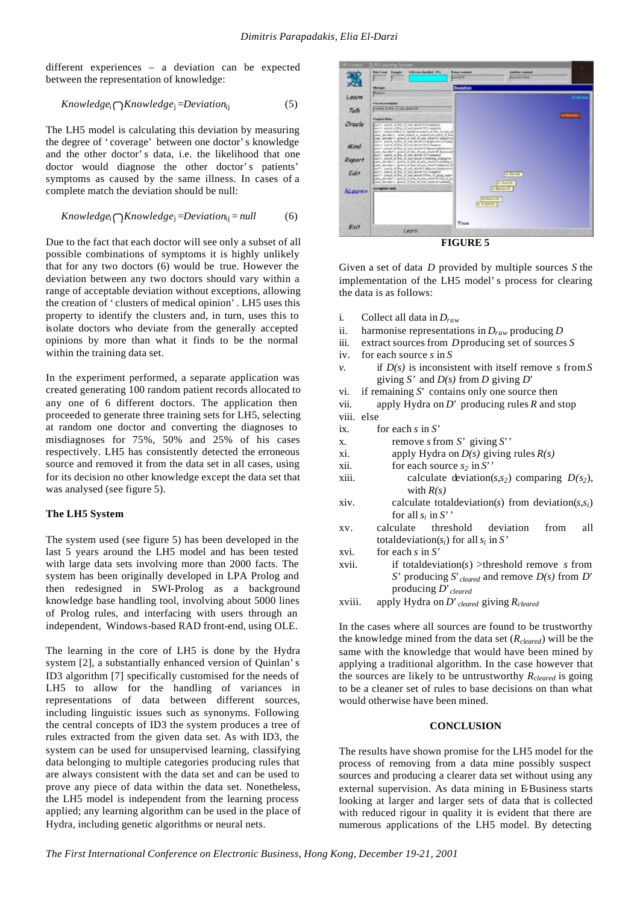different experiences – a deviation can be expected between the representation of knowledge:

$$Knowledge_i \cap Knowledge_j = Deviation_{ij} \quad (5)$$

The LH5 model is calculating this deviation by measuring the degree of 'coverage' between one doctor's knowledge and the other doctor's data, i.e. the likelihood that one doctor would diagnose the other doctor's patients' symptoms as caused by the same illness. In cases of a complete match the deviation should be null:

$$Knowledge_i \cap Knowledge_j = Deviation_{ij} = null \quad (6)$$

Due to the fact that each doctor will see only a subset of all possible combinations of symptoms it is highly unlikely that for any two doctors (6) would be true. However the deviation between any two doctors should vary within a range of acceptable deviation without exceptions, allowing the creation of 'clusters of medical opinion'. LH5 uses this property to identify the clusters and, in turn, uses this to isolate doctors who deviate from the generally accepted opinions by more than what it finds to be the normal within the training data set.

In the experiment performed, a separate application was created generating 100 random patient records allocated to any one of 6 different doctors. The application then proceeded to generate three training sets for LH5, selecting at random one doctor and converting the diagnoses to misdiagnoses for 75%, 50% and 25% of his cases respectively. LH5 has consistently detected the erroneous source and removed it from the data set in all cases, using for its decision no other knowledge except the data set that was analysed (see figure 5).

**The LH5 System**

The system used (see figure 5) has been developed in the last 5 years around the LH5 model and has been tested with large data sets involving more than 2000 facts. The system has been originally developed in LPA Prolog and then redesigned in SWI-Prolog as a background knowledge base handling tool, involving about 5000 lines of Prolog rules, and interfacing with users through an independent, Windows-based RAD front-end, using OLE.

The learning in the core of LH5 is done by the Hydra system [2], a substantially enhanced version of Quinlan's ID3 algorithm [7] specifically customised for the needs of LH5 to allow for the handling of variances in representations of data between different sources, including linguistic issues such as synonyms. Following the central concepts of ID3 the system produces a tree of rules extracted from the given data set. As with ID3, the system can be used for unsupervised learning, classifying data belonging to multiple categories producing rules that are always consistent with the data set and can be used to prove any piece of data within the data set. Nonetheless, the LH5 model is independent from the learning process applied; any learning algorithm can be used in the place of Hydra, including genetic algorithms or neural nets.

FIGURE 5

Given a set of data $D$ provided by multiple sources $S$ the implementation of the LH5 model's process for clearing the data is as follows:

- i. Collect all data in $D_{raw}$
- ii. harmonise representations in $D_{raw}$ producing $D$
- iii. extract sources from $D$ producing set of sources $S$
- iv. for each source $s$ in $S$
- v. if $D(s)$ is inconsistent with itself remove $s$ from $S$ giving $S'$ and $D(s)$ from $D$ giving $D'$
- vi. if remaining $S'$ contains only one source then
- vii. apply Hydra on $D'$ producing rules $R$ and stop
- viii. else
- ix. for each $s$ in $S'$
- x. remove $s$ from $S'$ giving $S''$
- xi. apply Hydra on $D(s)$ giving rules $R(s)$
- xii. for each source $s_2$ in $S''$
- xiii. calculate deviation($s,s_2$) comparing $D(s_2)$, with $R(s)$
- xiv. calculate totaldeviation($s$) from deviation($s,s_i$) for all $s_i$ in $S''$
- xv. calculate threshold deviation from all totaldeviation($s_i$) for all $s_i$ in $S'$
- xvi. for each $s$ in $S'$
- xvii. if totaldeviation($s$) >threshold remove $s$ from $S'$ producing $S'_{cleared}$ and remove $D(s)$ from $D'$ producing $D'_{cleared}$
- xviii. apply Hydra on $D'_{cleared}$ giving $R_{cleared}$

In the cases where all sources are found to be trustworthy the knowledge mined from the data set ($R_{cleared}$) will be the same with the knowledge that would have been mined by applying a traditional algorithm. In the case however that the sources are likely to be untrustworthy $R_{cleared}$ is going to be a cleaner set of rules to base decisions on than what would otherwise have been mined.

## CONCLUSION

The results have shown promise for the LH5 model for the process of removing from a data mine possibly suspect sources and producing a clearer data set without using any external supervision. As data mining in E-Business starts looking at larger and larger sets of data that is collected with reduced rigour in quality it is evident that there are numerous applications of the LH5 model. By detecting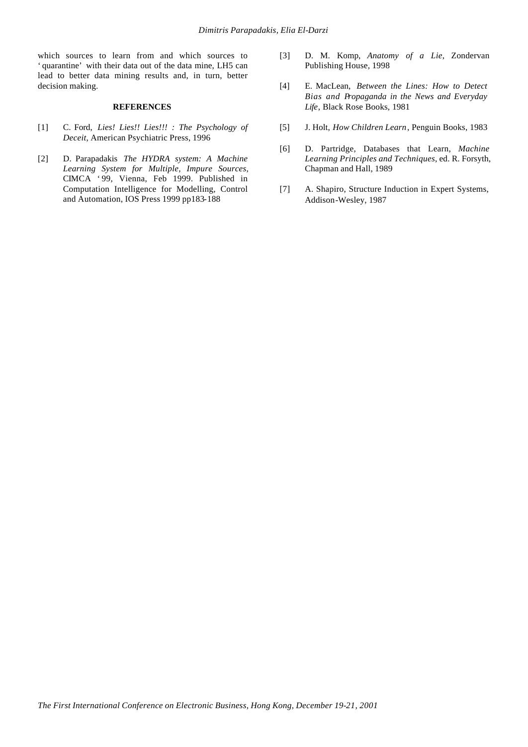which sources to learn from and which sources to 'quarantine' with their data out of the data mine, LH5 can lead to better data mining results and, in turn, better decision making.

## REFERENCES

[1] C. Ford, *Lies! Lies!! Lies!!! : The Psychology of Deceit*, American Psychiatric Press, 1996

[2] D. Parapadakis *The HYDRA system: A Machine Learning System for Multiple, Impure Sources*, CIMCA '99, Vienna, Feb 1999. Published in Computation Intelligence for Modelling, Control and Automation, IOS Press 1999 pp183-188

[3] D. M. Komp, *Anatomy of a Lie*, Zondervan Publishing House, 1998

[4] E. MacLean, *Between the Lines: How to Detect Bias and Propaganda in the News and Everyday Life*, Black Rose Books, 1981

[5] J. Holt, *How Children Learn*, Penguin Books, 1983

[6] D. Partridge, Databases that Learn, *Machine Learning Principles and Techniques*, ed. R. Forsyth, Chapman and Hall, 1989

[7] A. Shapiro, Structure Induction in Expert Systems, Addison-Wesley, 1987